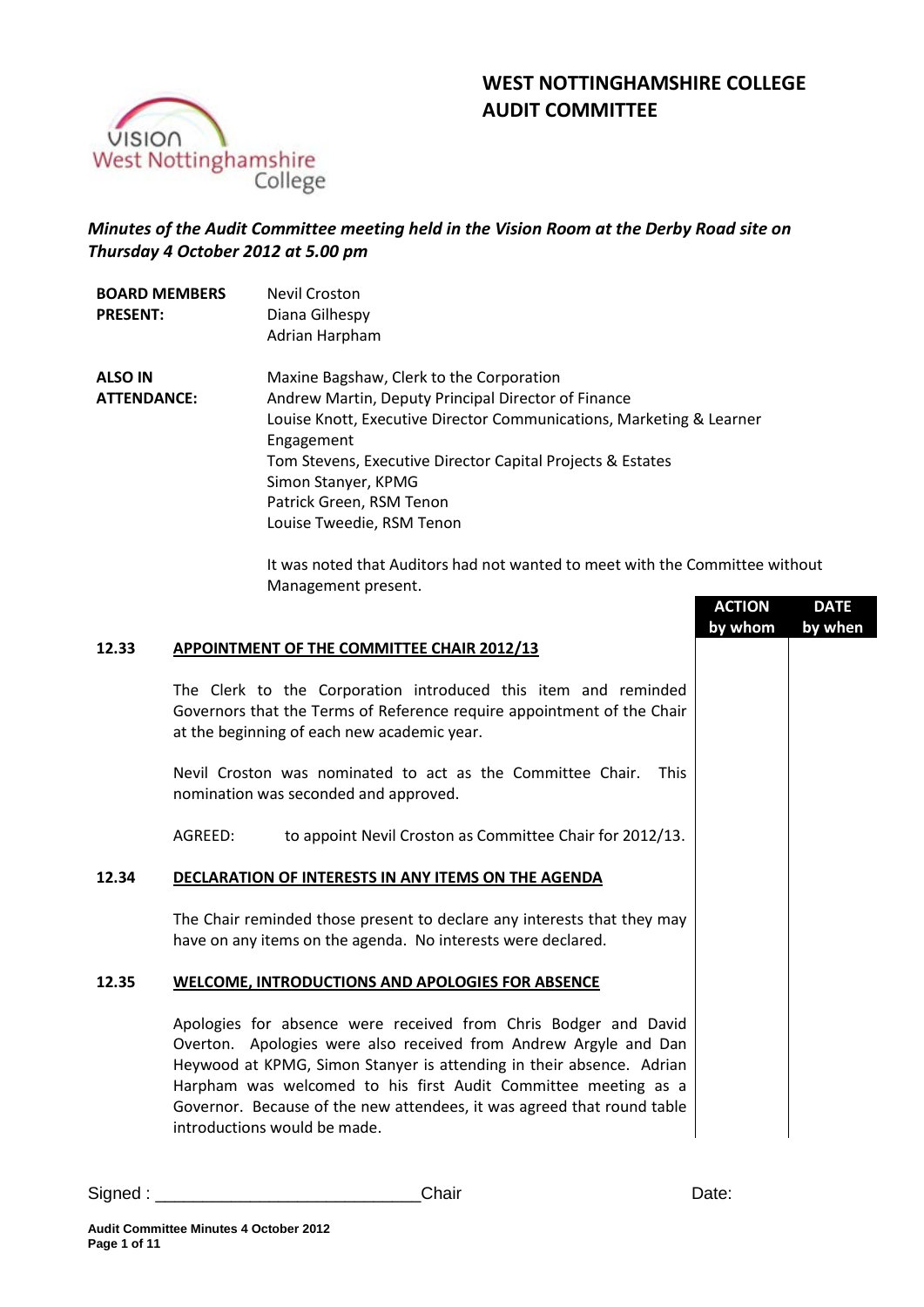# WEST NOTTINGHAMSHIRE COLLEGE
# AUDIT COMMITTEE

*Minutes of the Audit Committee meeting held in the Vision Room at the Derby Road site on Thursday 4 October 2012 at 5.00 pm*

| | |
|---|---|
| **BOARD MEMBERS PRESENT:** | Nevil Croston<br>Diana Gilhespy<br>Adrian Harpham |
| **ALSO IN ATTENDANCE:** | Maxine Bagshaw, Clerk to the Corporation<br>Andrew Martin, Deputy Principal Director of Finance<br>Louise Knott, Executive Director Communications, Marketing & Learner Engagement<br>Tom Stevens, Executive Director Capital Projects & Estates<br>Simon Stanyer, KPMG<br>Patrick Green, RSM Tenon<br>Louise Tweedie, RSM Tenon |

It was noted that Auditors had not wanted to meet with the Committee without Management present.

| | | ACTION by whom | DATE by when |
|---|---|---|---|
| **12.33** | **APPOINTMENT OF THE COMMITTEE CHAIR 2012/13** | | |
| | The Clerk to the Corporation introduced this item and reminded Governors that the Terms of Reference require appointment of the Chair at the beginning of each new academic year. | | |
| | Nevil Croston was nominated to act as the Committee Chair. This nomination was seconded and approved. | | |
| | AGREED: to appoint Nevil Croston as Committee Chair for 2012/13. | | |
| **12.34** | **DECLARATION OF INTERESTS IN ANY ITEMS ON THE AGENDA** | | |
| | The Chair reminded those present to declare any interests that they may have on any items on the agenda. No interests were declared. | | |
| **12.35** | **WELCOME, INTRODUCTIONS AND APOLOGIES FOR ABSENCE** | | |
| | Apologies for absence were received from Chris Bodger and David Overton. Apologies were also received from Andrew Argyle and Dan Heywood at KPMG, Simon Stanyer is attending in their absence. Adrian Harpham was welcomed to his first Audit Committee meeting as a Governor. Because of the new attendees, it was agreed that round table introductions would be made. | | |

Signed : ___________________________Chair Date: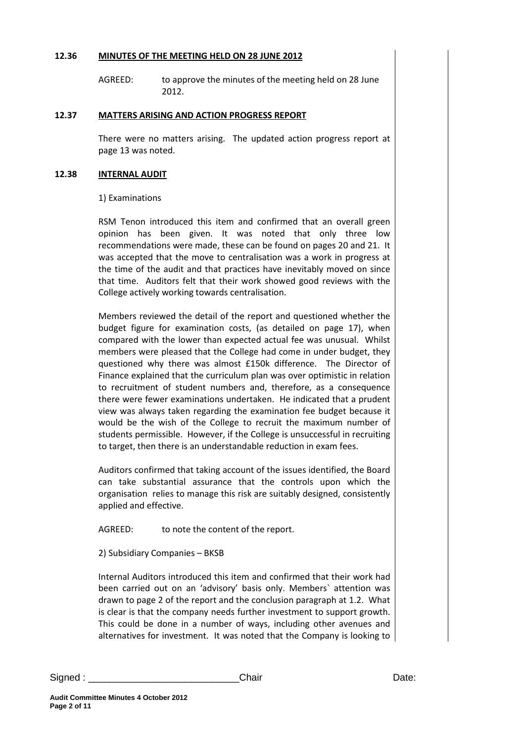### 12.36 MINUTES OF THE MEETING HELD ON 28 JUNE 2012

AGREED: to approve the minutes of the meeting held on 28 June 2012.

### 12.37 MATTERS ARISING AND ACTION PROGRESS REPORT

There were no matters arising. The updated action progress report at page 13 was noted.

### 12.38 INTERNAL AUDIT

1) Examinations

RSM Tenon introduced this item and confirmed that an overall green opinion has been given. It was noted that only three low recommendations were made, these can be found on pages 20 and 21. It was accepted that the move to centralisation was a work in progress at the time of the audit and that practices have inevitably moved on since that time. Auditors felt that their work showed good reviews with the College actively working towards centralisation.

Members reviewed the detail of the report and questioned whether the budget figure for examination costs, (as detailed on page 17), when compared with the lower than expected actual fee was unusual. Whilst members were pleased that the College had come in under budget, they questioned why there was almost £150k difference. The Director of Finance explained that the curriculum plan was over optimistic in relation to recruitment of student numbers and, therefore, as a consequence there were fewer examinations undertaken. He indicated that a prudent view was always taken regarding the examination fee budget because it would be the wish of the College to recruit the maximum number of students permissible. However, if the College is unsuccessful in recruiting to target, then there is an understandable reduction in exam fees.

Auditors confirmed that taking account of the issues identified, the Board can take substantial assurance that the controls upon which the organisation relies to manage this risk are suitably designed, consistently applied and effective.

AGREED: to note the content of the report.

2) Subsidiary Companies – BKSB

Internal Auditors introduced this item and confirmed that their work had been carried out on an 'advisory' basis only. Members` attention was drawn to page 2 of the report and the conclusion paragraph at 1.2. What is clear is that the company needs further investment to support growth. This could be done in a number of ways, including other avenues and alternatives for investment. It was noted that the Company is looking to

Signed : ___________________________Chair Date: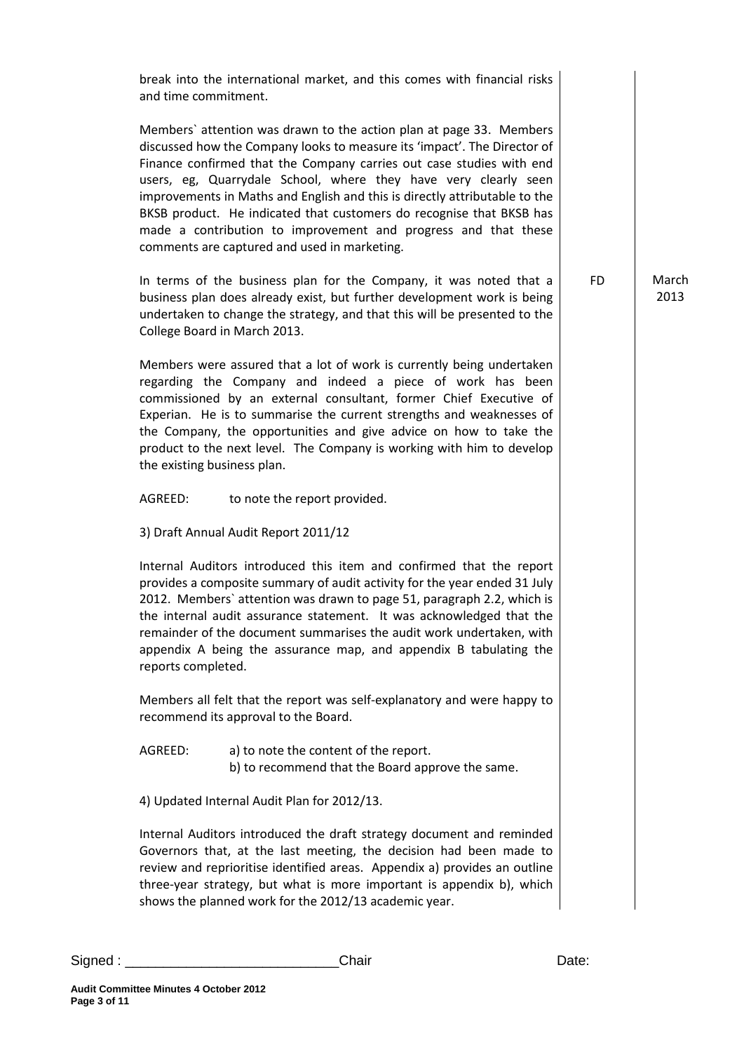break into the international market, and this comes with financial risks and time commitment.

Members` attention was drawn to the action plan at page 33. Members discussed how the Company looks to measure its 'impact'. The Director of Finance confirmed that the Company carries out case studies with end users, eg, Quarrydale School, where they have very clearly seen improvements in Maths and English and this is directly attributable to the BKSB product. He indicated that customers do recognise that BKSB has made a contribution to improvement and progress and that these comments are captured and used in marketing.

| | | |
|---|---|---|
| In terms of the business plan for the Company, it was noted that a business plan does already exist, but further development work is being undertaken to change the strategy, and that this will be presented to the College Board in March 2013. | FD | March 2013 |

Members were assured that a lot of work is currently being undertaken regarding the Company and indeed a piece of work has been commissioned by an external consultant, former Chief Executive of Experian. He is to summarise the current strengths and weaknesses of the Company, the opportunities and give advice on how to take the product to the next level. The Company is working with him to develop the existing business plan.

AGREED: to note the report provided.

3) Draft Annual Audit Report 2011/12

Internal Auditors introduced this item and confirmed that the report provides a composite summary of audit activity for the year ended 31 July 2012. Members` attention was drawn to page 51, paragraph 2.2, which is the internal audit assurance statement. It was acknowledged that the remainder of the document summarises the audit work undertaken, with appendix A being the assurance map, and appendix B tabulating the reports completed.

Members all felt that the report was self-explanatory and were happy to recommend its approval to the Board.

AGREED: a) to note the content of the report.
b) to recommend that the Board approve the same.

4) Updated Internal Audit Plan for 2012/13.

Internal Auditors introduced the draft strategy document and reminded Governors that, at the last meeting, the decision had been made to review and reprioritise identified areas. Appendix a) provides an outline three-year strategy, but what is more important is appendix b), which shows the planned work for the 2012/13 academic year.

Signed : ___________________________Chair Date: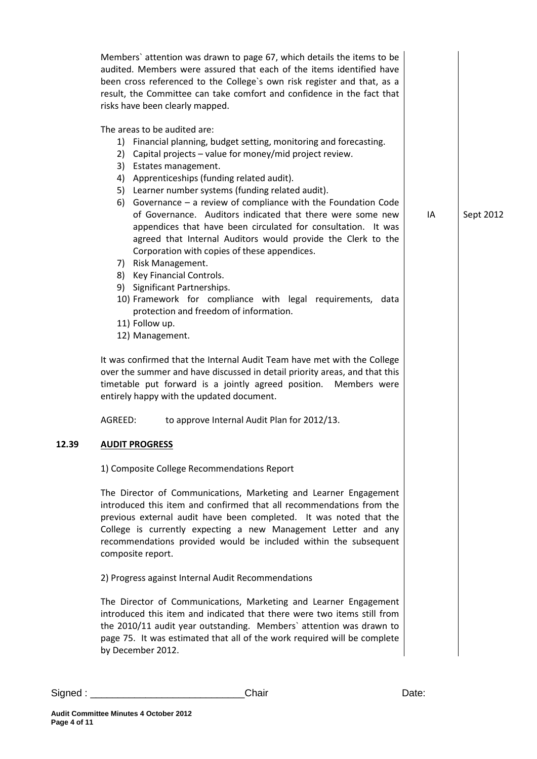Members` attention was drawn to page 67, which details the items to be audited. Members were assured that each of the items identified have been cross referenced to the College`s own risk register and that, as a result, the Committee can take comfort and confidence in the fact that risks have been clearly mapped.

The areas to be audited are:

1) Financial planning, budget setting, monitoring and forecasting.
2) Capital projects – value for money/mid project review.
3) Estates management.
4) Apprenticeships (funding related audit).
5) Learner number systems (funding related audit).
6) Governance – a review of compliance with the Foundation Code of Governance. Auditors indicated that there were some new appendices that have been circulated for consultation. It was agreed that Internal Auditors would provide the Clerk to the Corporation with copies of these appendices. **IA — Sept 2012**
7) Risk Management.
8) Key Financial Controls.
9) Significant Partnerships.
10) Framework for compliance with legal requirements, data protection and freedom of information.
11) Follow up.
12) Management.

It was confirmed that the Internal Audit Team have met with the College over the summer and have discussed in detail priority areas, and that this timetable put forward is a jointly agreed position. Members were entirely happy with the updated document.

AGREED: to approve Internal Audit Plan for 2012/13.

## 12.39 AUDIT PROGRESS

1) Composite College Recommendations Report

The Director of Communications, Marketing and Learner Engagement introduced this item and confirmed that all recommendations from the previous external audit have been completed. It was noted that the College is currently expecting a new Management Letter and any recommendations provided would be included within the subsequent composite report.

2) Progress against Internal Audit Recommendations

The Director of Communications, Marketing and Learner Engagement introduced this item and indicated that there were two items still from the 2010/11 audit year outstanding. Members` attention was drawn to page 75. It was estimated that all of the work required will be complete by December 2012.

Signed : ___________________________Chair Date: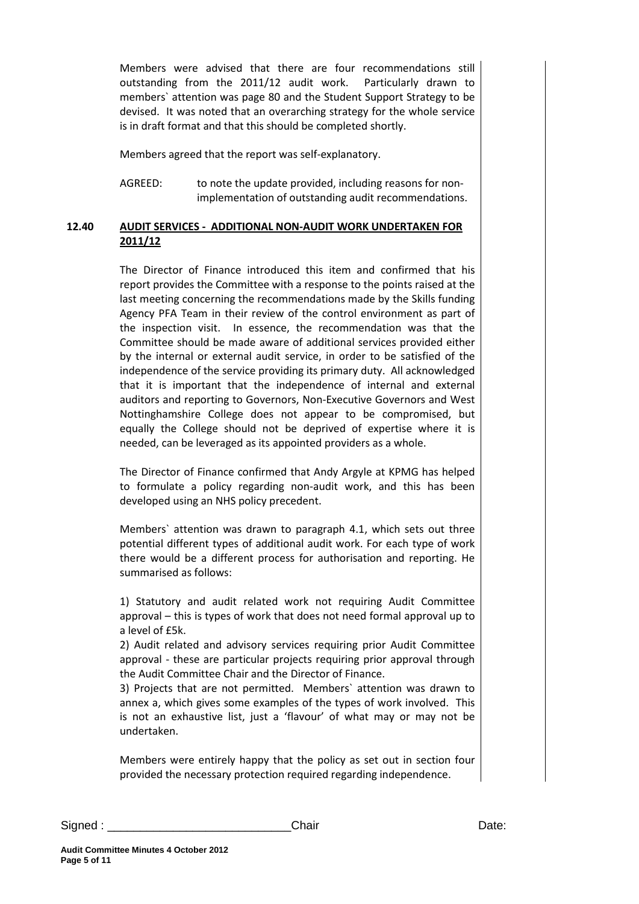Members were advised that there are four recommendations still outstanding from the 2011/12 audit work. Particularly drawn to members` attention was page 80 and the Student Support Strategy to be devised. It was noted that an overarching strategy for the whole service is in draft format and that this should be completed shortly.

Members agreed that the report was self-explanatory.

AGREED: to note the update provided, including reasons for non-implementation of outstanding audit recommendations.

**12.40 AUDIT SERVICES - ADDITIONAL NON-AUDIT WORK UNDERTAKEN FOR 2011/12**

The Director of Finance introduced this item and confirmed that his report provides the Committee with a response to the points raised at the last meeting concerning the recommendations made by the Skills funding Agency PFA Team in their review of the control environment as part of the inspection visit. In essence, the recommendation was that the Committee should be made aware of additional services provided either by the internal or external audit service, in order to be satisfied of the independence of the service providing its primary duty. All acknowledged that it is important that the independence of internal and external auditors and reporting to Governors, Non-Executive Governors and West Nottinghamshire College does not appear to be compromised, but equally the College should not be deprived of expertise where it is needed, can be leveraged as its appointed providers as a whole.

The Director of Finance confirmed that Andy Argyle at KPMG has helped to formulate a policy regarding non-audit work, and this has been developed using an NHS policy precedent.

Members` attention was drawn to paragraph 4.1, which sets out three potential different types of additional audit work. For each type of work there would be a different process for authorisation and reporting. He summarised as follows:

1) Statutory and audit related work not requiring Audit Committee approval – this is types of work that does not need formal approval up to a level of £5k.
2) Audit related and advisory services requiring prior Audit Committee approval - these are particular projects requiring prior approval through the Audit Committee Chair and the Director of Finance.
3) Projects that are not permitted. Members` attention was drawn to annex a, which gives some examples of the types of work involved. This is not an exhaustive list, just a 'flavour' of what may or may not be undertaken.

Members were entirely happy that the policy as set out in section four provided the necessary protection required regarding independence.

Signed : ___________________________Chair Date:

**Audit Committee Minutes 4 October 2012**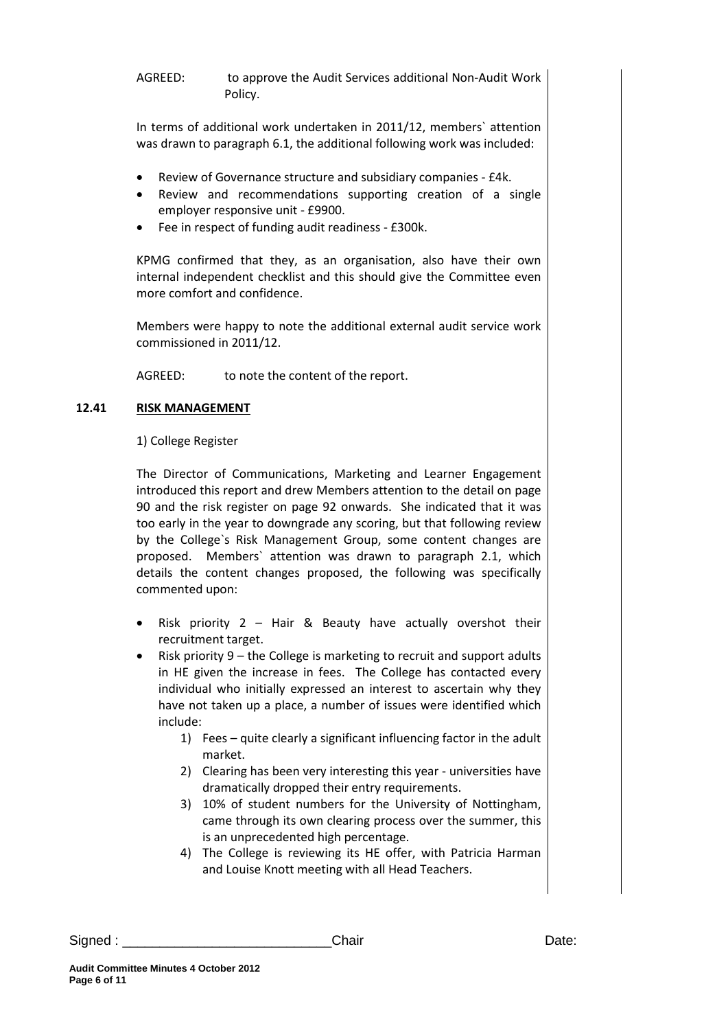AGREED: to approve the Audit Services additional Non-Audit Work Policy.

In terms of additional work undertaken in 2011/12, members` attention was drawn to paragraph 6.1, the additional following work was included:

- Review of Governance structure and subsidiary companies - £4k.
- Review and recommendations supporting creation of a single employer responsive unit - £9900.
- Fee in respect of funding audit readiness - £300k.

KPMG confirmed that they, as an organisation, also have their own internal independent checklist and this should give the Committee even more comfort and confidence.

Members were happy to note the additional external audit service work commissioned in 2011/12.

AGREED: to note the content of the report.

**12.41 RISK MANAGEMENT**

1) College Register

The Director of Communications, Marketing and Learner Engagement introduced this report and drew Members attention to the detail on page 90 and the risk register on page 92 onwards. She indicated that it was too early in the year to downgrade any scoring, but that following review by the College`s Risk Management Group, some content changes are proposed. Members` attention was drawn to paragraph 2.1, which details the content changes proposed, the following was specifically commented upon:

- Risk priority 2 – Hair & Beauty have actually overshot their recruitment target.
- Risk priority 9 – the College is marketing to recruit and support adults in HE given the increase in fees. The College has contacted every individual who initially expressed an interest to ascertain why they have not taken up a place, a number of issues were identified which include:
    1) Fees – quite clearly a significant influencing factor in the adult market.
    2) Clearing has been very interesting this year - universities have dramatically dropped their entry requirements.
    3) 10% of student numbers for the University of Nottingham, came through its own clearing process over the summer, this is an unprecedented high percentage.
    4) The College is reviewing its HE offer, with Patricia Harman and Louise Knott meeting with all Head Teachers.

Signed : ___________________________Chair Date: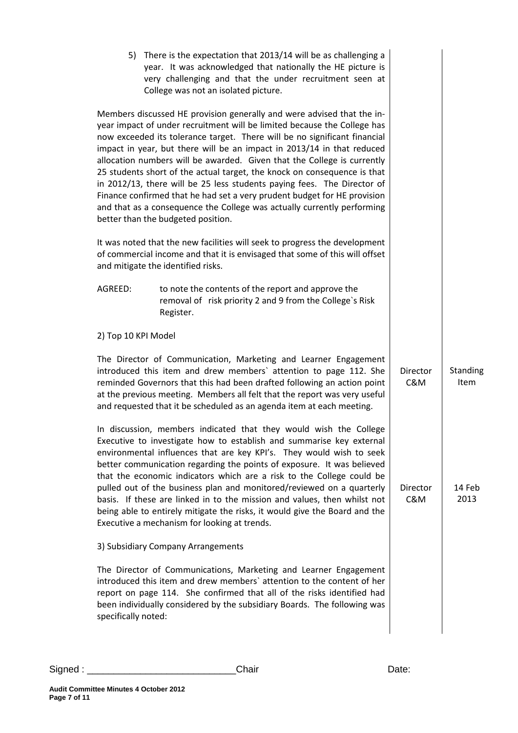5) There is the expectation that 2013/14 will be as challenging a year. It was acknowledged that nationally the HE picture is very challenging and that the under recruitment seen at College was not an isolated picture.

Members discussed HE provision generally and were advised that the in-year impact of under recruitment will be limited because the College has now exceeded its tolerance target. There will be no significant financial impact in year, but there will be an impact in 2013/14 in that reduced allocation numbers will be awarded. Given that the College is currently 25 students short of the actual target, the knock on consequence is that in 2012/13, there will be 25 less students paying fees. The Director of Finance confirmed that he had set a very prudent budget for HE provision and that as a consequence the College was actually currently performing better than the budgeted position.

It was noted that the new facilities will seek to progress the development of commercial income and that it is envisaged that some of this will offset and mitigate the identified risks.

AGREED: to note the contents of the report and approve the removal of risk priority 2 and 9 from the College`s Risk Register.

2) Top 10 KPI Model

The Director of Communication, Marketing and Learner Engagement introduced this item and drew members` attention to page 112. She reminded Governors that this had been drafted following an action point at the previous meeting. Members all felt that the report was very useful and requested that it be scheduled as an agenda item at each meeting. — **Director C&M** — **Standing Item**

In discussion, members indicated that they would wish the College Executive to investigate how to establish and summarise key external environmental influences that are key KPI's. They would wish to seek better communication regarding the points of exposure. It was believed that the economic indicators which are a risk to the College could be pulled out of the business plan and monitored/reviewed on a quarterly basis. If these are linked in to the mission and values, then whilst not being able to entirely mitigate the risks, it would give the Board and the Executive a mechanism for looking at trends. — **Director C&M** — **14 Feb 2013**

3) Subsidiary Company Arrangements

The Director of Communications, Marketing and Learner Engagement introduced this item and drew members` attention to the content of her report on page 114. She confirmed that all of the risks identified had been individually considered by the subsidiary Boards. The following was specifically noted:

Signed : ___________________________Chair Date: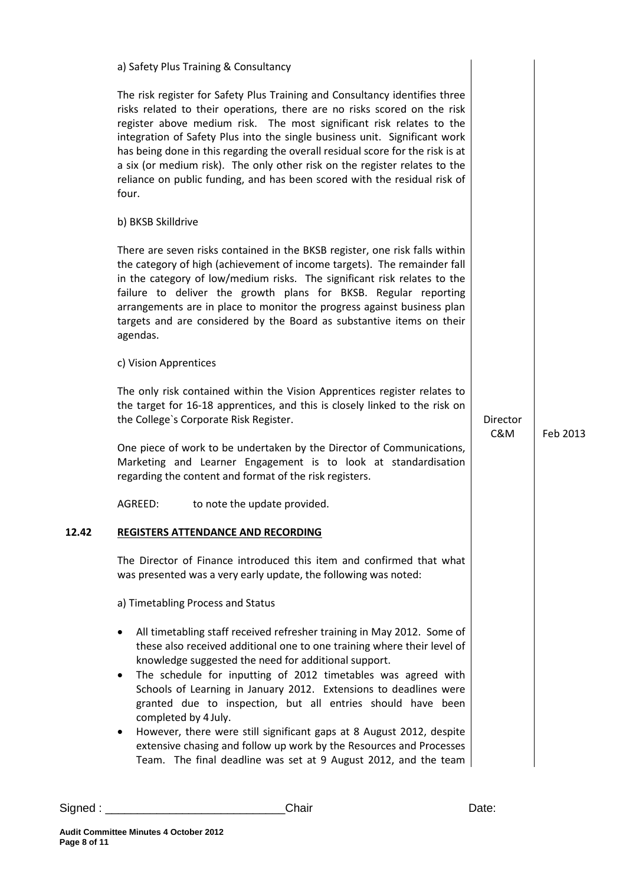a) Safety Plus Training & Consultancy

The risk register for Safety Plus Training and Consultancy identifies three risks related to their operations, there are no risks scored on the risk register above medium risk. The most significant risk relates to the integration of Safety Plus into the single business unit. Significant work has being done in this regarding the overall residual score for the risk is at a six (or medium risk). The only other risk on the register relates to the reliance on public funding, and has been scored with the residual risk of four.

b) BKSB Skilldrive

There are seven risks contained in the BKSB register, one risk falls within the category of high (achievement of income targets). The remainder fall in the category of low/medium risks. The significant risk relates to the failure to deliver the growth plans for BKSB. Regular reporting arrangements are in place to monitor the progress against business plan targets and are considered by the Board as substantive items on their agendas.

c) Vision Apprentices

The only risk contained within the Vision Apprentices register relates to the target for 16-18 apprentices, and this is closely linked to the risk on the College`s Corporate Risk Register.

One piece of work to be undertaken by the Director of Communications, Marketing and Learner Engagement is to look at standardisation regarding the content and format of the risk registers. — **Director C&M** — **Feb 2013**

AGREED: to note the update provided.

## 12.42 REGISTERS ATTENDANCE AND RECORDING

The Director of Finance introduced this item and confirmed that what was presented was a very early update, the following was noted:

a) Timetabling Process and Status

- All timetabling staff received refresher training in May 2012. Some of these also received additional one to one training where their level of knowledge suggested the need for additional support.
- The schedule for inputting of 2012 timetables was agreed with Schools of Learning in January 2012. Extensions to deadlines were granted due to inspection, but all entries should have been completed by 4 July.
- However, there were still significant gaps at 8 August 2012, despite extensive chasing and follow up work by the Resources and Processes Team. The final deadline was set at 9 August 2012, and the team

Signed : \_\_\_\_\_\_\_\_\_\_\_\_\_\_\_\_\_\_\_\_\_\_\_\_\_\_\_\_Chair Date: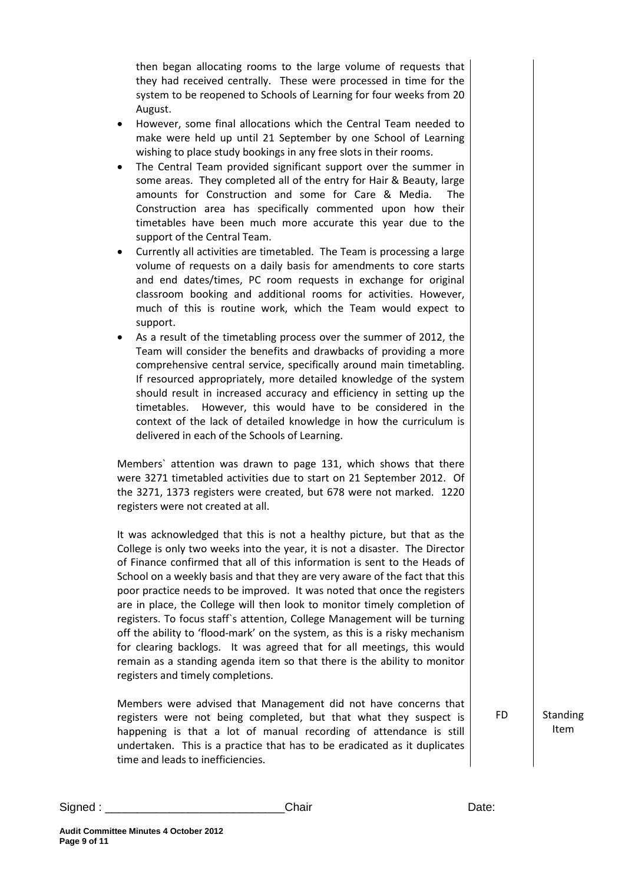then began allocating rooms to the large volume of requests that they had received centrally. These were processed in time for the system to be reopened to Schools of Learning for four weeks from 20 August.

- However, some final allocations which the Central Team needed to make were held up until 21 September by one School of Learning wishing to place study bookings in any free slots in their rooms.
- The Central Team provided significant support over the summer in some areas. They completed all of the entry for Hair & Beauty, large amounts for Construction and some for Care & Media. The Construction area has specifically commented upon how their timetables have been much more accurate this year due to the support of the Central Team.
- Currently all activities are timetabled. The Team is processing a large volume of requests on a daily basis for amendments to core starts and end dates/times, PC room requests in exchange for original classroom booking and additional rooms for activities. However, much of this is routine work, which the Team would expect to support.
- As a result of the timetabling process over the summer of 2012, the Team will consider the benefits and drawbacks of providing a more comprehensive central service, specifically around main timetabling. If resourced appropriately, more detailed knowledge of the system should result in increased accuracy and efficiency in setting up the timetables. However, this would have to be considered in the context of the lack of detailed knowledge in how the curriculum is delivered in each of the Schools of Learning.

Members` attention was drawn to page 131, which shows that there were 3271 timetabled activities due to start on 21 September 2012. Of the 3271, 1373 registers were created, but 678 were not marked. 1220 registers were not created at all.

It was acknowledged that this is not a healthy picture, but that as the College is only two weeks into the year, it is not a disaster. The Director of Finance confirmed that all of this information is sent to the Heads of School on a weekly basis and that they are very aware of the fact that this poor practice needs to be improved. It was noted that once the registers are in place, the College will then look to monitor timely completion of registers. To focus staff`s attention, College Management will be turning off the ability to 'flood-mark' on the system, as this is a risky mechanism for clearing backlogs. It was agreed that for all meetings, this would remain as a standing agenda item so that there is the ability to monitor registers and timely completions.

Members were advised that Management did not have concerns that registers were not being completed, but that what they suspect is happening is that a lot of manual recording of attendance is still undertaken. This is a practice that has to be eradicated as it duplicates time and leads to inefficiencies.

FD — Standing Item

Signed : ___________________________Chair Date: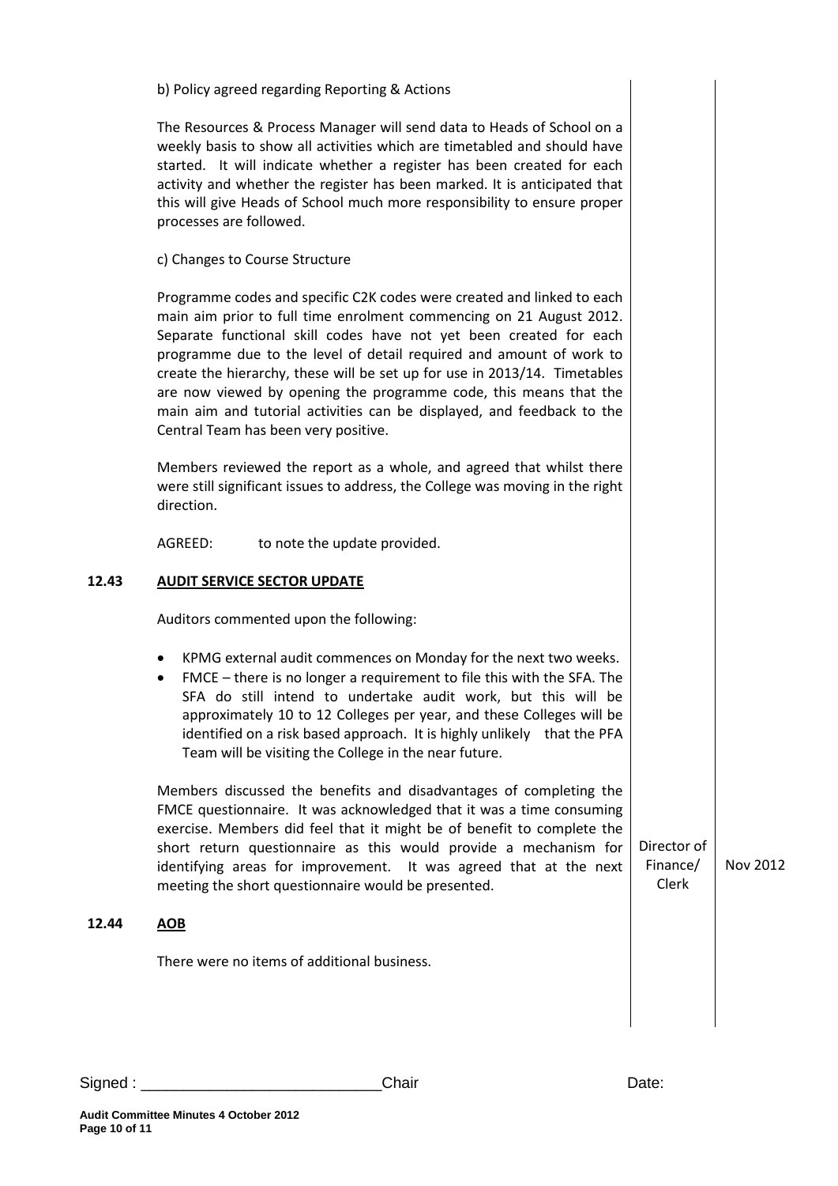b) Policy agreed regarding Reporting & Actions

The Resources & Process Manager will send data to Heads of School on a weekly basis to show all activities which are timetabled and should have started. It will indicate whether a register has been created for each activity and whether the register has been marked. It is anticipated that this will give Heads of School much more responsibility to ensure proper processes are followed.

c) Changes to Course Structure

Programme codes and specific C2K codes were created and linked to each main aim prior to full time enrolment commencing on 21 August 2012. Separate functional skill codes have not yet been created for each programme due to the level of detail required and amount of work to create the hierarchy, these will be set up for use in 2013/14. Timetables are now viewed by opening the programme code, this means that the main aim and tutorial activities can be displayed, and feedback to the Central Team has been very positive.

Members reviewed the report as a whole, and agreed that whilst there were still significant issues to address, the College was moving in the right direction.

AGREED: to note the update provided.

**12.43 AUDIT SERVICE SECTOR UPDATE**

Auditors commented upon the following:

- KPMG external audit commences on Monday for the next two weeks.
- FMCE – there is no longer a requirement to file this with the SFA. The SFA do still intend to undertake audit work, but this will be approximately 10 to 12 Colleges per year, and these Colleges will be identified on a risk based approach. It is highly unlikely that the PFA Team will be visiting the College in the near future.

Members discussed the benefits and disadvantages of completing the FMCE questionnaire. It was acknowledged that it was a time consuming exercise. Members did feel that it might be of benefit to complete the short return questionnaire as this would provide a mechanism for identifying areas for improvement. It was agreed that at the next meeting the short questionnaire would be presented.

| Action | Date |
|---|---|
| Director of Finance/ Clerk | Nov 2012 |

**12.44 AOB**

There were no items of additional business.

Signed : ___________________________Chair Date: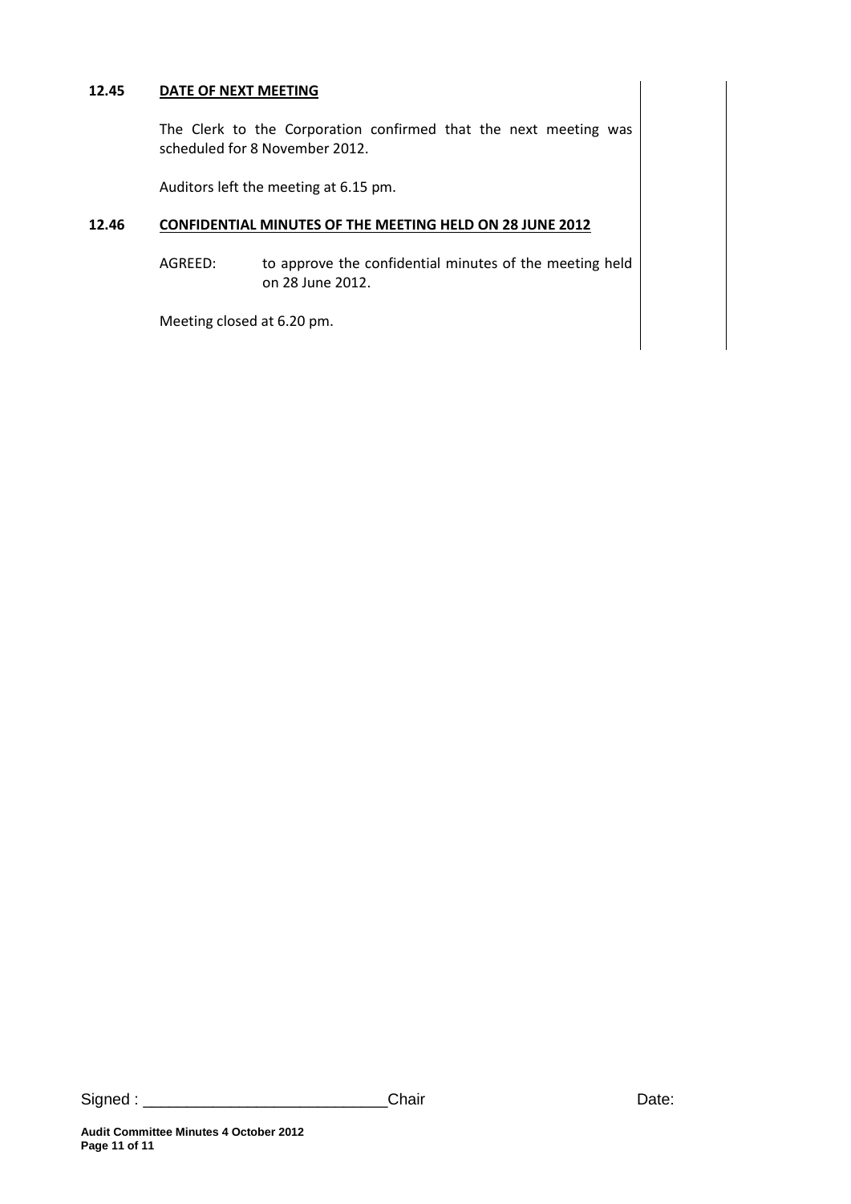**12.45 DATE OF NEXT MEETING**

The Clerk to the Corporation confirmed that the next meeting was scheduled for 8 November 2012.

Auditors left the meeting at 6.15 pm.

**12.46 CONFIDENTIAL MINUTES OF THE MEETING HELD ON 28 JUNE 2012**

AGREED: to approve the confidential minutes of the meeting held on 28 June 2012.

Meeting closed at 6.20 pm.

Signed : ____________________________Chair Date: